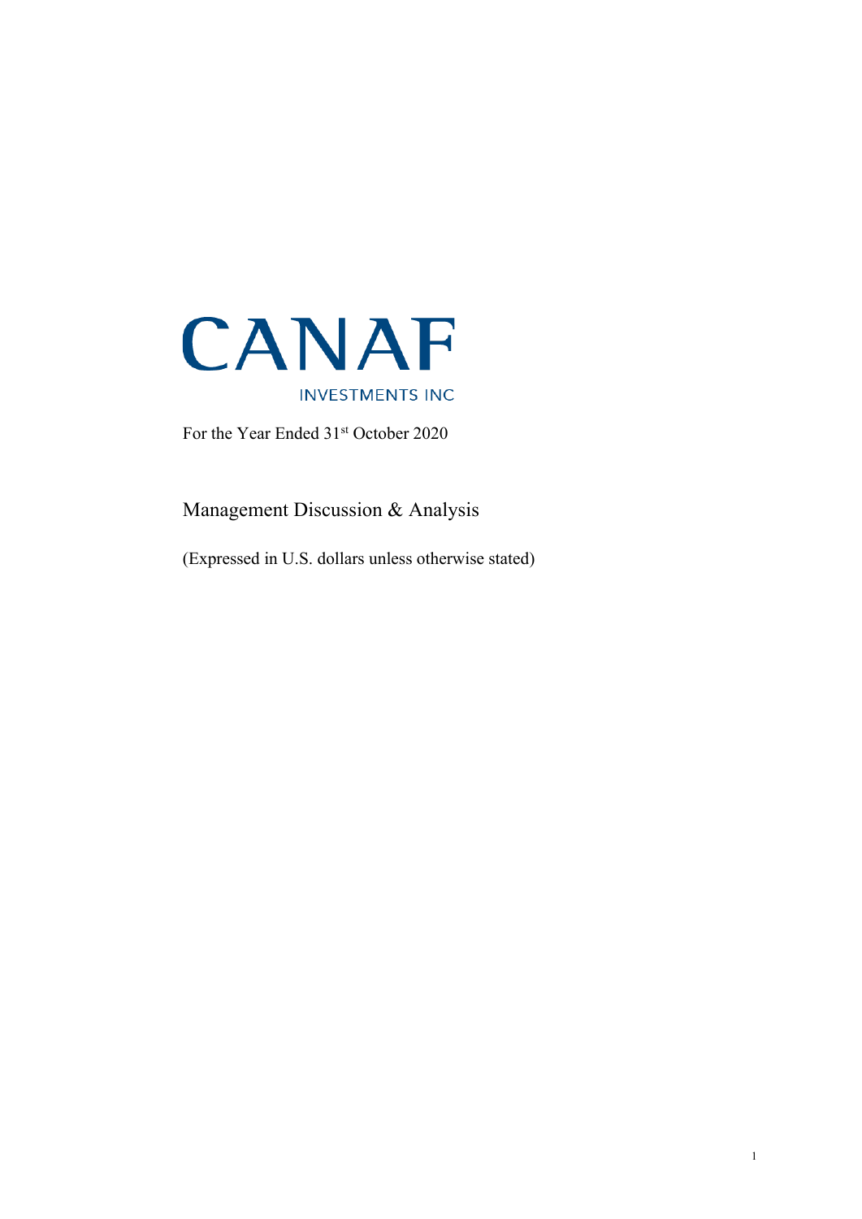# CANAF

INVESTMENTS INC

For the Year Ended 31st October 2020

## Management Discussion & Analysis

(Expressed in U.S. dollars unless otherwise stated)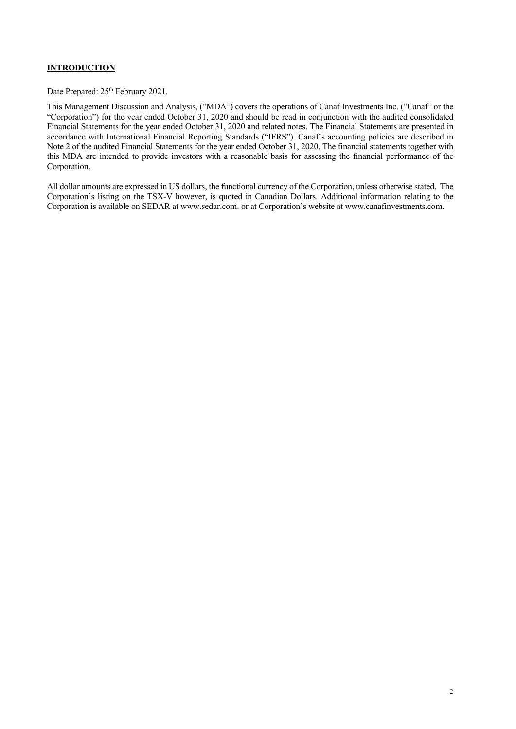## INTRODUCTION

Date Prepared: 25th February 2021.

This Management Discussion and Analysis, ("MDA") covers the operations of Canaf Investments Inc. ("Canaf" or the "Corporation") for the year ended October 31, 2020 and should be read in conjunction with the audited consolidated Financial Statements for the year ended October 31, 2020 and related notes. The Financial Statements are presented in accordance with International Financial Reporting Standards ("IFRS"). Canaf's accounting policies are described in Note 2 of the audited Financial Statements for the year ended October 31, 2020. The financial statements together with this MDA are intended to provide investors with a reasonable basis for assessing the financial performance of the Corporation.

All dollar amounts are expressed in US dollars, the functional currency of the Corporation, unless otherwise stated. The Corporation's listing on the TSX-V however, is quoted in Canadian Dollars. Additional information relating to the Corporation is available on SEDAR at www.sedar.com. or at Corporation's website at www.canafinvestments.com.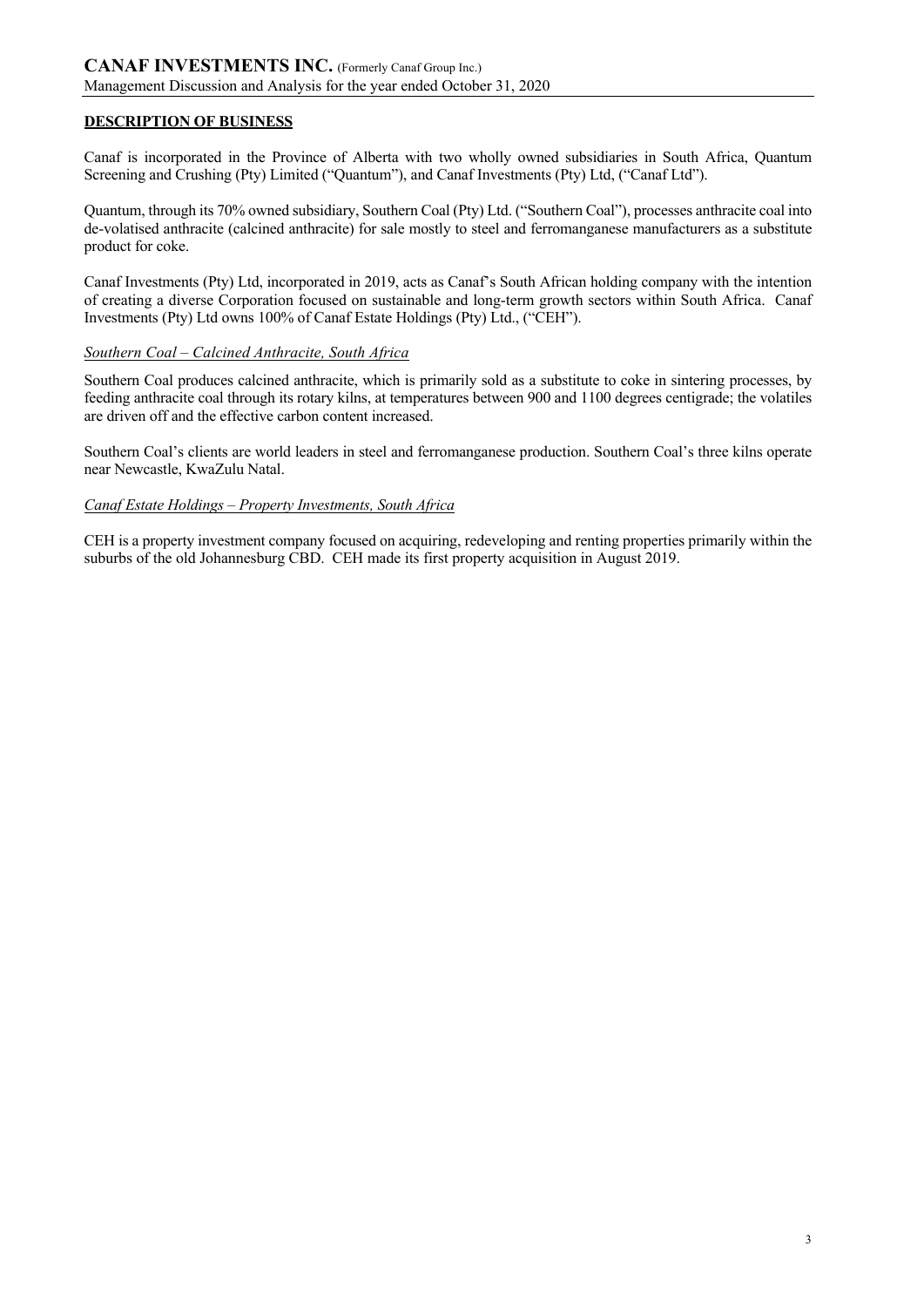## DESCRIPTION OF BUSINESS

Canaf is incorporated in the Province of Alberta with two wholly owned subsidiaries in South Africa, Quantum Screening and Crushing (Pty) Limited ("Quantum"), and Canaf Investments (Pty) Ltd, ("Canaf Ltd").

Quantum, through its 70% owned subsidiary, Southern Coal (Pty) Ltd. ("Southern Coal"), processes anthracite coal into de-volatised anthracite (calcined anthracite) for sale mostly to steel and ferromanganese manufacturers as a substitute product for coke.

Canaf Investments (Pty) Ltd, incorporated in 2019, acts as Canaf's South African holding company with the intention of creating a diverse Corporation focused on sustainable and long-term growth sectors within South Africa. Canaf Investments (Pty) Ltd owns 100% of Canaf Estate Holdings (Pty) Ltd., ("CEH").

### *Southern Coal – Calcined Anthracite, South Africa*

Southern Coal produces calcined anthracite, which is primarily sold as a substitute to coke in sintering processes, by feeding anthracite coal through its rotary kilns, at temperatures between 900 and 1100 degrees centigrade; the volatiles are driven off and the effective carbon content increased.

Southern Coal's clients are world leaders in steel and ferromanganese production. Southern Coal's three kilns operate near Newcastle, KwaZulu Natal.

### *Canaf Estate Holdings – Property Investments, South Africa*

CEH is a property investment company focused on acquiring, redeveloping and renting properties primarily within the suburbs of the old Johannesburg CBD. CEH made its first property acquisition in August 2019.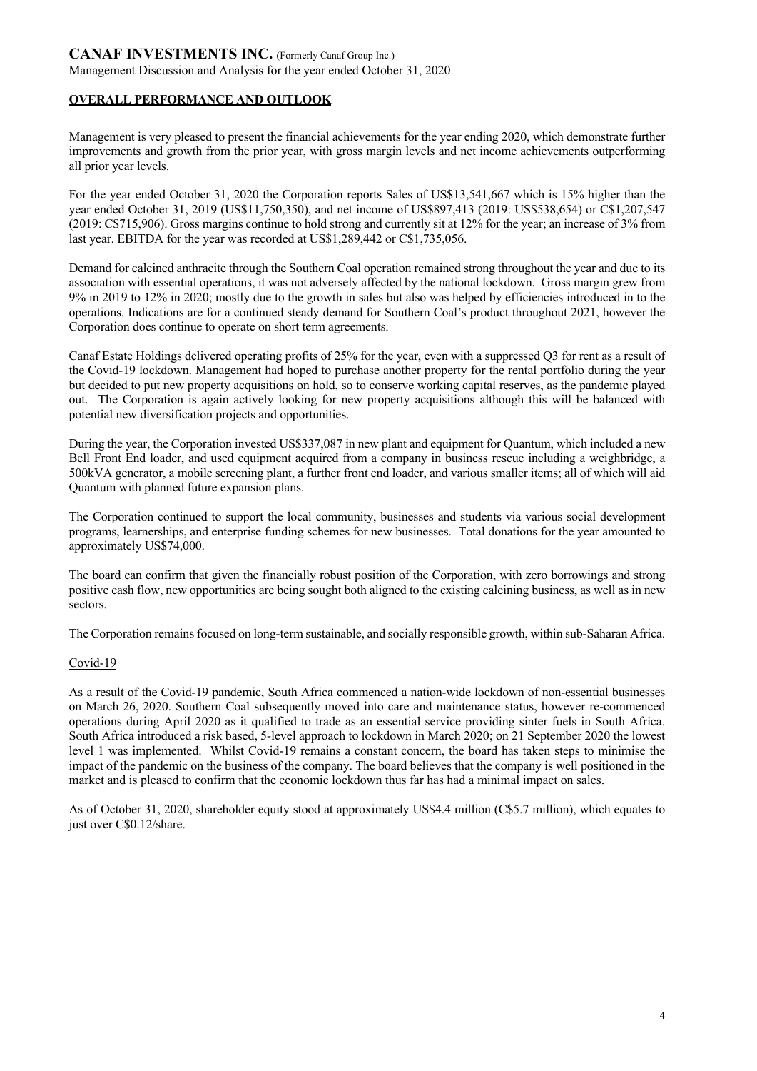## OVERALL PERFORMANCE AND OUTLOOK

Management is very pleased to present the financial achievements for the year ending 2020, which demonstrate further improvements and growth from the prior year, with gross margin levels and net income achievements outperforming all prior year levels.

For the year ended October 31, 2020 the Corporation reports Sales of US$13,541,667 which is 15% higher than the year ended October 31, 2019 (US$11,750,350), and net income of US$897,413 (2019: US$538,654) or C$1,207,547 (2019: C$715,906). Gross margins continue to hold strong and currently sit at 12% for the year; an increase of 3% from last year. EBITDA for the year was recorded at US$1,289,442 or C$1,735,056.

Demand for calcined anthracite through the Southern Coal operation remained strong throughout the year and due to its association with essential operations, it was not adversely affected by the national lockdown. Gross margin grew from 9% in 2019 to 12% in 2020; mostly due to the growth in sales but also was helped by efficiencies introduced in to the operations. Indications are for a continued steady demand for Southern Coal's product throughout 2021, however the Corporation does continue to operate on short term agreements.

Canaf Estate Holdings delivered operating profits of 25% for the year, even with a suppressed Q3 for rent as a result of the Covid-19 lockdown. Management had hoped to purchase another property for the rental portfolio during the year but decided to put new property acquisitions on hold, so to conserve working capital reserves, as the pandemic played out. The Corporation is again actively looking for new property acquisitions although this will be balanced with potential new diversification projects and opportunities.

During the year, the Corporation invested US$337,087 in new plant and equipment for Quantum, which included a new Bell Front End loader, and used equipment acquired from a company in business rescue including a weighbridge, a 500kVA generator, a mobile screening plant, a further front end loader, and various smaller items; all of which will aid Quantum with planned future expansion plans.

The Corporation continued to support the local community, businesses and students via various social development programs, learnerships, and enterprise funding schemes for new businesses. Total donations for the year amounted to approximately US$74,000.

The board can confirm that given the financially robust position of the Corporation, with zero borrowings and strong positive cash flow, new opportunities are being sought both aligned to the existing calcining business, as well as in new sectors.

The Corporation remains focused on long-term sustainable, and socially responsible growth, within sub-Saharan Africa.

### Covid-19

As a result of the Covid-19 pandemic, South Africa commenced a nation-wide lockdown of non-essential businesses on March 26, 2020. Southern Coal subsequently moved into care and maintenance status, however re-commenced operations during April 2020 as it qualified to trade as an essential service providing sinter fuels in South Africa. South Africa introduced a risk based, 5-level approach to lockdown in March 2020; on 21 September 2020 the lowest level 1 was implemented. Whilst Covid-19 remains a constant concern, the board has taken steps to minimise the impact of the pandemic on the business of the company. The board believes that the company is well positioned in the market and is pleased to confirm that the economic lockdown thus far has had a minimal impact on sales.

As of October 31, 2020, shareholder equity stood at approximately US$4.4 million (C$5.7 million), which equates to just over C$0.12/share.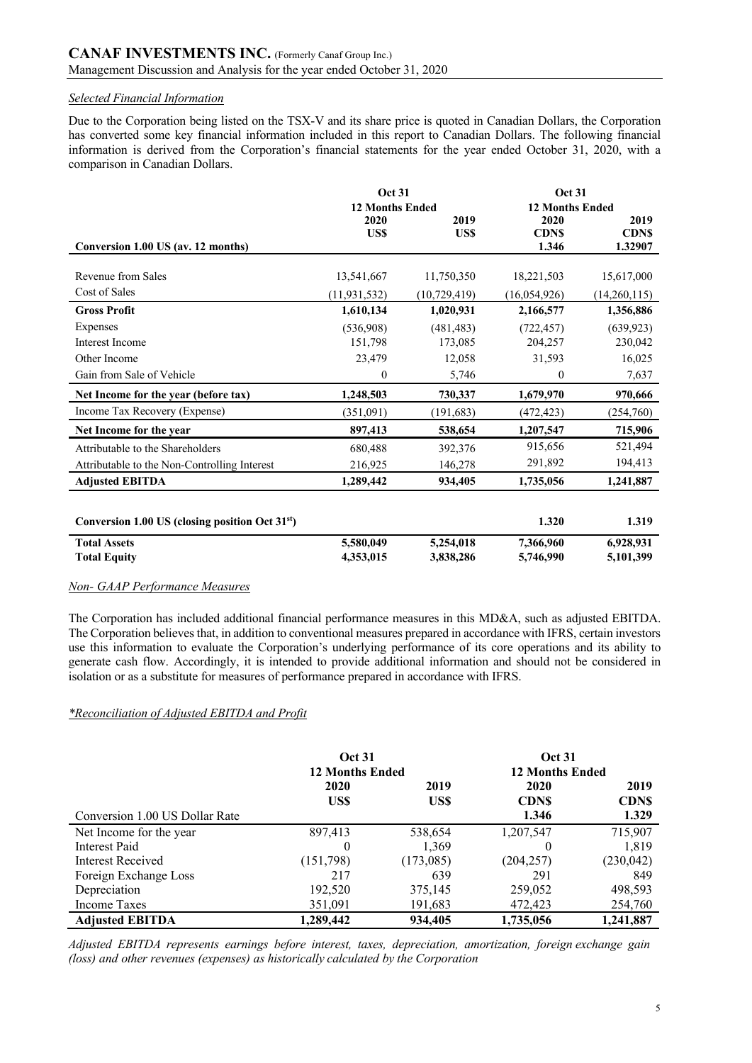### *Selected Financial Information*

Due to the Corporation being listed on the TSX-V and its share price is quoted in Canadian Dollars, the Corporation has converted some key financial information included in this report to Canadian Dollars. The following financial information is derived from the Corporation's financial statements for the year ended October 31, 2020, with a comparison in Canadian Dollars.

| | Oct 31 | | Oct 31 | |
|---|---|---|---|---|
| | 12 Months Ended | | 12 Months Ended | |
| | 2020 US$ | 2019 US$ | 2020 CDN$ | 2019 CDN$ |
| **Conversion 1.00 US (av. 12 months)** | | | 1.346 | 1.32907 |
| Revenue from Sales | 13,541,667 | 11,750,350 | 18,221,503 | 15,617,000 |
| Cost of Sales | (11,931,532) | (10,729,419) | (16,054,926) | (14,260,115) |
| **Gross Profit** | **1,610,134** | **1,020,931** | **2,166,577** | **1,356,886** |
| Expenses | (536,908) | (481,483) | (722,457) | (639,923) |
| Interest Income | 151,798 | 173,085 | 204,257 | 230,042 |
| Other Income | 23,479 | 12,058 | 31,593 | 16,025 |
| Gain from Sale of Vehicle | 0 | 5,746 | 0 | 7,637 |
| **Net Income for the year (before tax)** | **1,248,503** | **730,337** | **1,679,970** | **970,666** |
| Income Tax Recovery (Expense) | (351,091) | (191,683) | (472,423) | (254,760) |
| **Net Income for the year** | **897,413** | **538,654** | **1,207,547** | **715,906** |
| Attributable to the Shareholders | 680,488 | 392,376 | 915,656 | 521,494 |
| Attributable to the Non-Controlling Interest | 216,925 | 146,278 | 291,892 | 194,413 |
| **Adjusted EBITDA** | **1,289,442** | **934,405** | **1,735,056** | **1,241,887** |
| | | | | |
| **Conversion 1.00 US (closing position Oct 31st)** | | | **1.320** | **1.319** |
| **Total Assets** | **5,580,049** | **5,254,018** | **7,366,960** | **6,928,931** |
| **Total Equity** | **4,353,015** | **3,838,286** | **5,746,990** | **5,101,399** |

### *Non- GAAP Performance Measures*

The Corporation has included additional financial performance measures in this MD&A, such as adjusted EBITDA. The Corporation believes that, in addition to conventional measures prepared in accordance with IFRS, certain investors use this information to evaluate the Corporation's underlying performance of its core operations and its ability to generate cash flow. Accordingly, it is intended to provide additional information and should not be considered in isolation or as a substitute for measures of performance prepared in accordance with IFRS.

### *\*Reconciliation of Adjusted EBITDA and Profit*

| | Oct 31 | | Oct 31 | |
|---|---|---|---|---|
| | 12 Months Ended | | 12 Months Ended | |
| | 2020 US$ | 2019 US$ | 2020 CDN$ | 2019 CDN$ |
| Conversion 1.00 US Dollar Rate | | | 1.346 | 1.329 |
| Net Income for the year | 897,413 | 538,654 | 1,207,547 | 715,907 |
| Interest Paid | 0 | 1,369 | 0 | 1,819 |
| Interest Received | (151,798) | (173,085) | (204,257) | (230,042) |
| Foreign Exchange Loss | 217 | 639 | 291 | 849 |
| Depreciation | 192,520 | 375,145 | 259,052 | 498,593 |
| Income Taxes | 351,091 | 191,683 | 472,423 | 254,760 |
| **Adjusted EBITDA** | **1,289,442** | **934,405** | **1,735,056** | **1,241,887** |

*Adjusted EBITDA represents earnings before interest, taxes, depreciation, amortization, foreign exchange gain (loss) and other revenues (expenses) as historically calculated by the Corporation*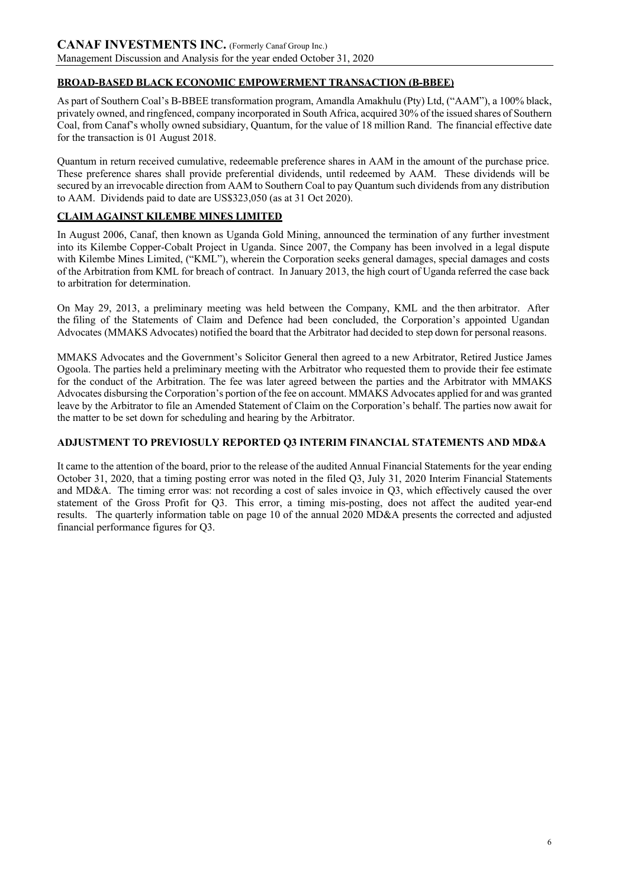## BROAD-BASED BLACK ECONOMIC EMPOWERMENT TRANSACTION (B-BBEE)

As part of Southern Coal's B-BBEE transformation program, Amandla Amakhulu (Pty) Ltd, ("AAM"), a 100% black, privately owned, and ringfenced, company incorporated in South Africa, acquired 30% of the issued shares of Southern Coal, from Canaf's wholly owned subsidiary, Quantum, for the value of 18 million Rand. The financial effective date for the transaction is 01 August 2018.

Quantum in return received cumulative, redeemable preference shares in AAM in the amount of the purchase price. These preference shares shall provide preferential dividends, until redeemed by AAM. These dividends will be secured by an irrevocable direction from AAM to Southern Coal to pay Quantum such dividends from any distribution to AAM. Dividends paid to date are US$323,050 (as at 31 Oct 2020).

## CLAIM AGAINST KILEMBE MINES LIMITED

In August 2006, Canaf, then known as Uganda Gold Mining, announced the termination of any further investment into its Kilembe Copper-Cobalt Project in Uganda. Since 2007, the Company has been involved in a legal dispute with Kilembe Mines Limited, ("KML"), wherein the Corporation seeks general damages, special damages and costs of the Arbitration from KML for breach of contract. In January 2013, the high court of Uganda referred the case back to arbitration for determination.

On May 29, 2013, a preliminary meeting was held between the Company, KML and the then arbitrator. After the filing of the Statements of Claim and Defence had been concluded, the Corporation's appointed Ugandan Advocates (MMAKS Advocates) notified the board that the Arbitrator had decided to step down for personal reasons.

MMAKS Advocates and the Government's Solicitor General then agreed to a new Arbitrator, Retired Justice James Ogoola. The parties held a preliminary meeting with the Arbitrator who requested them to provide their fee estimate for the conduct of the Arbitration. The fee was later agreed between the parties and the Arbitrator with MMAKS Advocates disbursing the Corporation's portion of the fee on account. MMAKS Advocates applied for and was granted leave by the Arbitrator to file an Amended Statement of Claim on the Corporation's behalf. The parties now await for the matter to be set down for scheduling and hearing by the Arbitrator.

## ADJUSTMENT TO PREVIOSULY REPORTED Q3 INTERIM FINANCIAL STATEMENTS AND MD&A

It came to the attention of the board, prior to the release of the audited Annual Financial Statements for the year ending October 31, 2020, that a timing posting error was noted in the filed Q3, July 31, 2020 Interim Financial Statements and MD&A. The timing error was: not recording a cost of sales invoice in Q3, which effectively caused the over statement of the Gross Profit for Q3. This error, a timing mis-posting, does not affect the audited year-end results. The quarterly information table on page 10 of the annual 2020 MD&A presents the corrected and adjusted financial performance figures for Q3.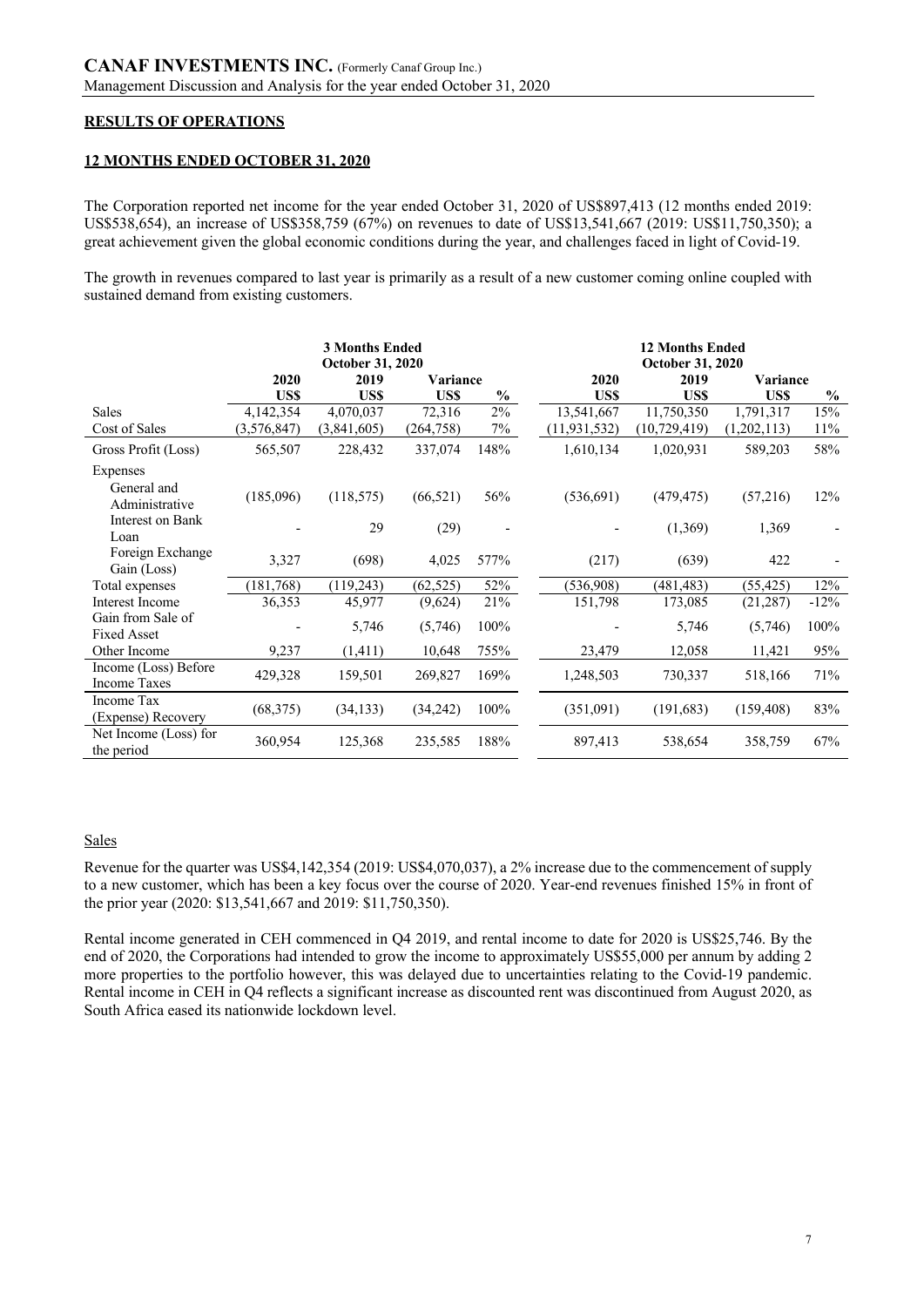## RESULTS OF OPERATIONS

### 12 MONTHS ENDED OCTOBER 31, 2020

The Corporation reported net income for the year ended October 31, 2020 of US$897,413 (12 months ended 2019: US$538,654), an increase of US$358,759 (67%) on revenues to date of US$13,541,667 (2019: US$11,750,350); a great achievement given the global economic conditions during the year, and challenges faced in light of Covid-19.

The growth in revenues compared to last year is primarily as a result of a new customer coming online coupled with sustained demand from existing customers.

| | 3 Months Ended October 31, 2020 | | | | 12 Months Ended October 31, 2020 | | | |
|---|---|---|---|---|---|---|---|---|
| | 2020 | 2019 | Variance | | 2020 | 2019 | Variance | |
| | US$ | US$ | US$ | % | US$ | US$ | US$ | % |
| Sales | 4,142,354 | 4,070,037 | 72,316 | 2% | 13,541,667 | 11,750,350 | 1,791,317 | 15% |
| Cost of Sales | (3,576,847) | (3,841,605) | (264,758) | 7% | (11,931,532) | (10,729,419) | (1,202,113) | 11% |
| Gross Profit (Loss) | 565,507 | 228,432 | 337,074 | 148% | 1,610,134 | 1,020,931 | 589,203 | 58% |
| Expenses | | | | | | | | |
| General and Administrative | (185,096) | (118,575) | (66,521) | 56% | (536,691) | (479,475) | (57,216) | 12% |
| Interest on Bank Loan | - | 29 | (29) | - | - | (1,369) | 1,369 | - |
| Foreign Exchange Gain (Loss) | 3,327 | (698) | 4,025 | 577% | (217) | (639) | 422 | - |
| Total expenses | (181,768) | (119,243) | (62,525) | 52% | (536,908) | (481,483) | (55,425) | 12% |
| Interest Income | 36,353 | 45,977 | (9,624) | 21% | 151,798 | 173,085 | (21,287) | -12% |
| Gain from Sale of Fixed Asset | - | 5,746 | (5,746) | 100% | - | 5,746 | (5,746) | 100% |
| Other Income | 9,237 | (1,411) | 10,648 | 755% | 23,479 | 12,058 | 11,421 | 95% |
| Income (Loss) Before Income Taxes | 429,328 | 159,501 | 269,827 | 169% | 1,248,503 | 730,337 | 518,166 | 71% |
| Income Tax (Expense) Recovery | (68,375) | (34,133) | (34,242) | 100% | (351,091) | (191,683) | (159,408) | 83% |
| Net Income (Loss) for the period | 360,954 | 125,368 | 235,585 | 188% | 897,413 | 538,654 | 358,759 | 67% |

Sales

Revenue for the quarter was US$4,142,354 (2019: US$4,070,037), a 2% increase due to the commencement of supply to a new customer, which has been a key focus over the course of 2020. Year-end revenues finished 15% in front of the prior year (2020: $13,541,667 and 2019: $11,750,350).

Rental income generated in CEH commenced in Q4 2019, and rental income to date for 2020 is US$25,746. By the end of 2020, the Corporations had intended to grow the income to approximately US$55,000 per annum by adding 2 more properties to the portfolio however, this was delayed due to uncertainties relating to the Covid-19 pandemic. Rental income in CEH in Q4 reflects a significant increase as discounted rent was discontinued from August 2020, as South Africa eased its nationwide lockdown level.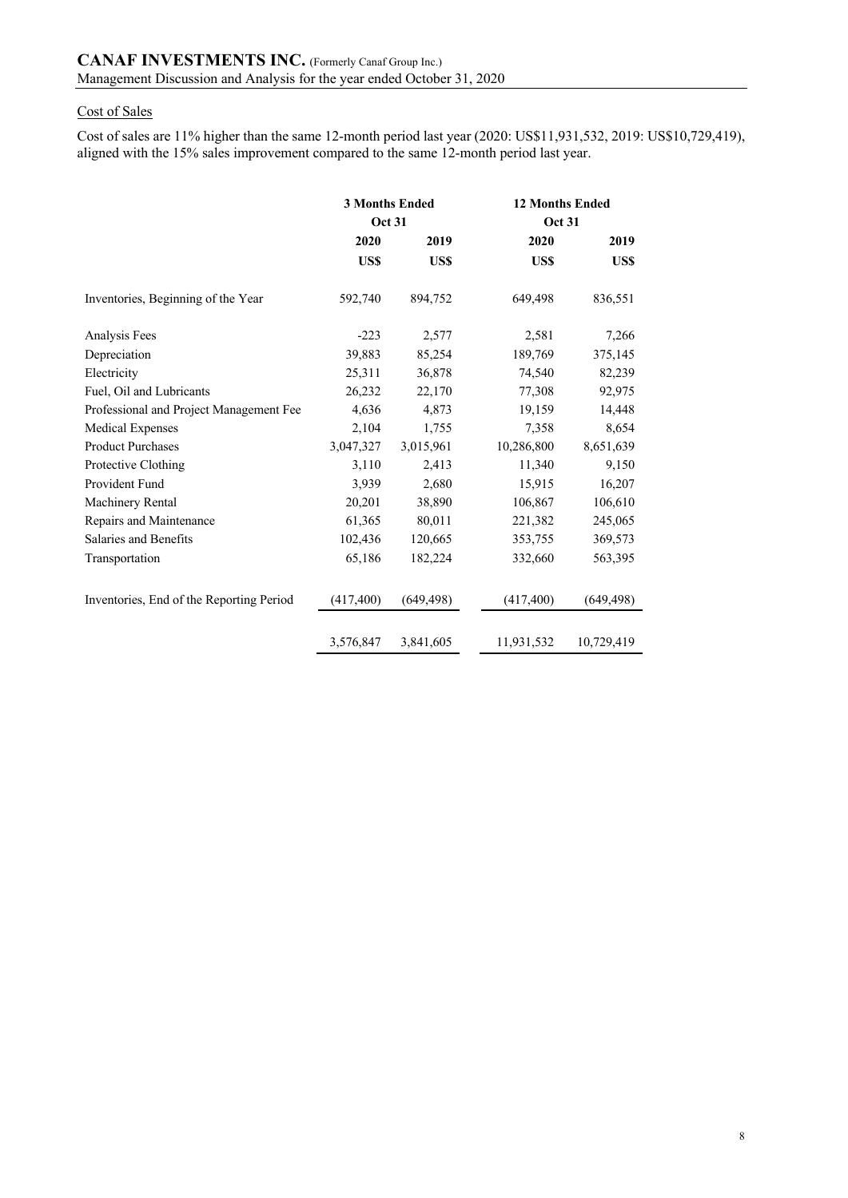## Cost of Sales

Cost of sales are 11% higher than the same 12-month period last year (2020: US$11,931,532, 2019: US$10,729,419), aligned with the 15% sales improvement compared to the same 12-month period last year.

| | 3 Months Ended Oct 31 | | 12 Months Ended Oct 31 | |
|---|---|---|---|---|
| | 2020 | 2019 | 2020 | 2019 |
| | US$ | US$ | US$ | US$ |
| Inventories, Beginning of the Year | 592,740 | 894,752 | 649,498 | 836,551 |
| Analysis Fees | -223 | 2,577 | 2,581 | 7,266 |
| Depreciation | 39,883 | 85,254 | 189,769 | 375,145 |
| Electricity | 25,311 | 36,878 | 74,540 | 82,239 |
| Fuel, Oil and Lubricants | 26,232 | 22,170 | 77,308 | 92,975 |
| Professional and Project Management Fee | 4,636 | 4,873 | 19,159 | 14,448 |
| Medical Expenses | 2,104 | 1,755 | 7,358 | 8,654 |
| Product Purchases | 3,047,327 | 3,015,961 | 10,286,800 | 8,651,639 |
| Protective Clothing | 3,110 | 2,413 | 11,340 | 9,150 |
| Provident Fund | 3,939 | 2,680 | 15,915 | 16,207 |
| Machinery Rental | 20,201 | 38,890 | 106,867 | 106,610 |
| Repairs and Maintenance | 61,365 | 80,011 | 221,382 | 245,065 |
| Salaries and Benefits | 102,436 | 120,665 | 353,755 | 369,573 |
| Transportation | 65,186 | 182,224 | 332,660 | 563,395 |
| Inventories, End of the Reporting Period | (417,400) | (649,498) | (417,400) | (649,498) |
| | 3,576,847 | 3,841,605 | 11,931,532 | 10,729,419 |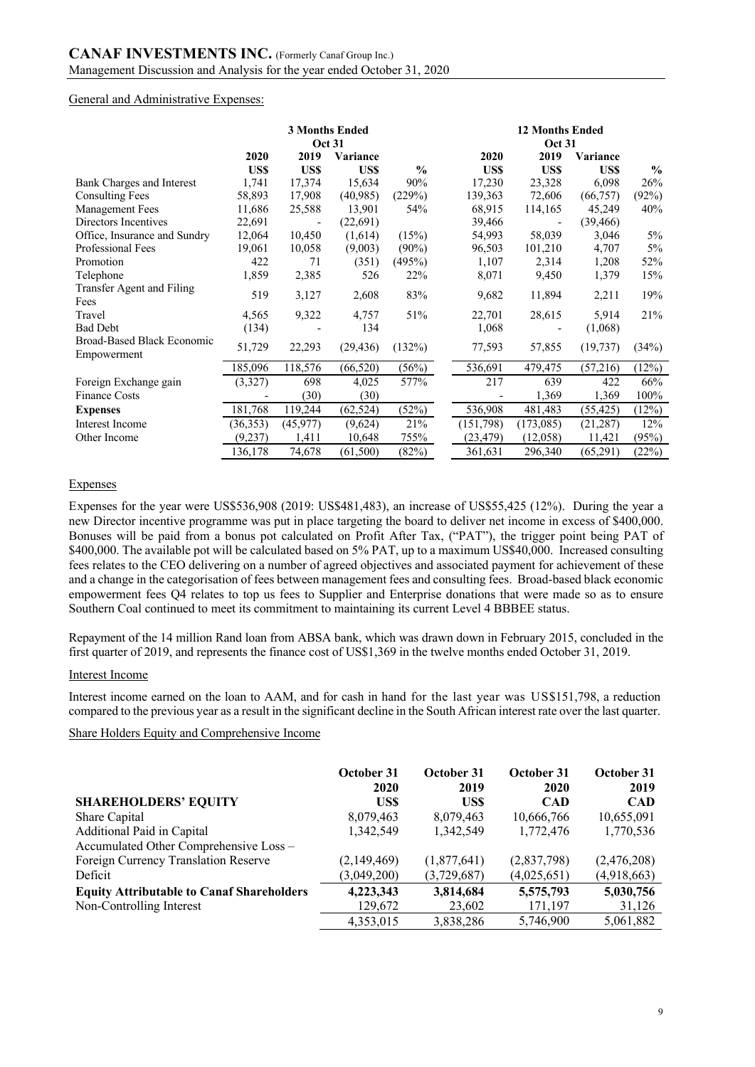General and Administrative Expenses:

| | 3 Months Ended Oct 31 | | | | 12 Months Ended Oct 31 | | | |
|---|---|---|---|---|---|---|---|---|
| | 2020 | 2019 | Variance | | 2020 | 2019 | Variance | |
| | US$ | US$ | US$ | % | US$ | US$ | US$ | % |
| Bank Charges and Interest | 1,741 | 17,374 | 15,634 | 90% | 17,230 | 23,328 | 6,098 | 26% |
| Consulting Fees | 58,893 | 17,908 | (40,985) | (229%) | 139,363 | 72,606 | (66,757) | (92%) |
| Management Fees | 11,686 | 25,588 | 13,901 | 54% | 68,915 | 114,165 | 45,249 | 40% |
| Directors Incentives | 22,691 | - | (22,691) | | 39,466 | - | (39,466) | |
| Office, Insurance and Sundry | 12,064 | 10,450 | (1,614) | (15%) | 54,993 | 58,039 | 3,046 | 5% |
| Professional Fees | 19,061 | 10,058 | (9,003) | (90%) | 96,503 | 101,210 | 4,707 | 5% |
| Promotion | 422 | 71 | (351) | (495%) | 1,107 | 2,314 | 1,208 | 52% |
| Telephone | 1,859 | 2,385 | 526 | 22% | 8,071 | 9,450 | 1,379 | 15% |
| Transfer Agent and Filing Fees | 519 | 3,127 | 2,608 | 83% | 9,682 | 11,894 | 2,211 | 19% |
| Travel | 4,565 | 9,322 | 4,757 | 51% | 22,701 | 28,615 | 5,914 | 21% |
| Bad Debt | (134) | - | 134 | | 1,068 | - | (1,068) | |
| Broad-Based Black Economic Empowerment | 51,729 | 22,293 | (29,436) | (132%) | 77,593 | 57,855 | (19,737) | (34%) |
| | 185,096 | 118,576 | (66,520) | (56%) | 536,691 | 479,475 | (57,216) | (12%) |
| Foreign Exchange gain | (3,327) | 698 | 4,025 | 577% | 217 | 639 | 422 | 66% |
| Finance Costs | - | (30) | (30) | | - | 1,369 | 1,369 | 100% |
| **Expenses** | 181,768 | 119,244 | (62,524) | (52%) | 536,908 | 481,483 | (55,425) | (12%) |
| Interest Income | (36,353) | (45,977) | (9,624) | 21% | (151,798) | (173,085) | (21,287) | 12% |
| Other Income | (9,237) | 1,411 | 10,648 | 755% | (23,479) | (12,058) | 11,421 | (95%) |
| | 136,178 | 74,678 | (61,500) | (82%) | 361,631 | 296,340 | (65,291) | (22%) |

Expenses

Expenses for the year were US$536,908 (2019: US$481,483), an increase of US$55,425 (12%). During the year a new Director incentive programme was put in place targeting the board to deliver net income in excess of $400,000. Bonuses will be paid from a bonus pot calculated on Profit After Tax, ("PAT"), the trigger point being PAT of $400,000. The available pot will be calculated based on 5% PAT, up to a maximum US$40,000. Increased consulting fees relates to the CEO delivering on a number of agreed objectives and associated payment for achievement of these and a change in the categorisation of fees between management fees and consulting fees. Broad-based black economic empowerment fees Q4 relates to top us fees to Supplier and Enterprise donations that were made so as to ensure Southern Coal continued to meet its commitment to maintaining its current Level 4 BBBEE status.

Repayment of the 14 million Rand loan from ABSA bank, which was drawn down in February 2015, concluded in the first quarter of 2019, and represents the finance cost of US$1,369 in the twelve months ended October 31, 2019.

Interest Income

Interest income earned on the loan to AAM, and for cash in hand for the last year was US$151,798, a reduction compared to the previous year as a result in the significant decline in the South African interest rate over the last quarter.

Share Holders Equity and Comprehensive Income

| SHAREHOLDERS' EQUITY | October 31 2020 US$ | October 31 2019 US$ | October 31 2020 CAD | October 31 2019 CAD |
|---|---|---|---|---|
| Share Capital | 8,079,463 | 8,079,463 | 10,666,766 | 10,655,091 |
| Additional Paid in Capital | 1,342,549 | 1,342,549 | 1,772,476 | 1,770,536 |
| Accumulated Other Comprehensive Loss – Foreign Currency Translation Reserve | (2,149,469) | (1,877,641) | (2,837,798) | (2,476,208) |
| Deficit | (3,049,200) | (3,729,687) | (4,025,651) | (4,918,663) |
| **Equity Attributable to Canaf Shareholders** | **4,223,343** | **3,814,684** | **5,575,793** | **5,030,756** |
| Non-Controlling Interest | 129,672 | 23,602 | 171,197 | 31,126 |
| | 4,353,015 | 3,838,286 | 5,746,900 | 5,061,882 |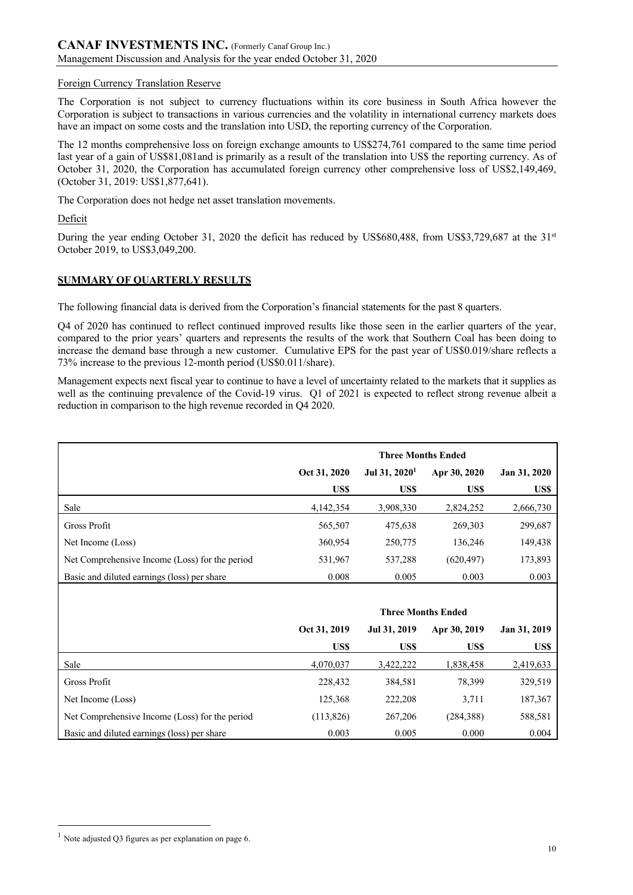Foreign Currency Translation Reserve

The Corporation is not subject to currency fluctuations within its core business in South Africa however the Corporation is subject to transactions in various currencies and the volatility in international currency markets does have an impact on some costs and the translation into USD, the reporting currency of the Corporation.

The 12 months comprehensive loss on foreign exchange amounts to US$274,761 compared to the same time period last year of a gain of US$81,081and is primarily as a result of the translation into US$ the reporting currency. As of October 31, 2020, the Corporation has accumulated foreign currency other comprehensive loss of US$2,149,469, (October 31, 2019: US$1,877,641).

The Corporation does not hedge net asset translation movements.

Deficit

During the year ending October 31, 2020 the deficit has reduced by US$680,488, from US$3,729,687 at the 31st October 2019, to US$3,049,200.

## SUMMARY OF QUARTERLY RESULTS

The following financial data is derived from the Corporation's financial statements for the past 8 quarters.

Q4 of 2020 has continued to reflect continued improved results like those seen in the earlier quarters of the year, compared to the prior years' quarters and represents the results of the work that Southern Coal has been doing to increase the demand base through a new customer. Cumulative EPS for the past year of US$0.019/share reflects a 73% increase to the previous 12-month period (US$0.011/share).

Management expects next fiscal year to continue to have a level of uncertainty related to the markets that it supplies as well as the continuing prevalence of the Covid-19 virus. Q1 of 2021 is expected to reflect strong revenue albeit a reduction in comparison to the high revenue recorded in Q4 2020.

| | Three Months Ended | | | |
|---|---|---|---|---|
| | Oct 31, 2020 | Jul 31, 2020[1] | Apr 30, 2020 | Jan 31, 2020 |
| | US$ | US$ | US$ | US$ |
| Sale | 4,142,354 | 3,908,330 | 2,824,252 | 2,666,730 |
| Gross Profit | 565,507 | 475,638 | 269,303 | 299,687 |
| Net Income (Loss) | 360,954 | 250,775 | 136,246 | 149,438 |
| Net Comprehensive Income (Loss) for the period | 531,967 | 537,288 | (620,497) | 173,893 |
| Basic and diluted earnings (loss) per share | 0.008 | 0.005 | 0.003 | 0.003 |

| | Three Months Ended | | | |
|---|---|---|---|---|
| | Oct 31, 2019 | Jul 31, 2019 | Apr 30, 2019 | Jan 31, 2019 |
| | US$ | US$ | US$ | US$ |
| Sale | 4,070,037 | 3,422,222 | 1,838,458 | 2,419,633 |
| Gross Profit | 228,432 | 384,581 | 78,399 | 329,519 |
| Net Income (Loss) | 125,368 | 222,208 | 3,711 | 187,367 |
| Net Comprehensive Income (Loss) for the period | (113,826) | 267,206 | (284,388) | 588,581 |
| Basic and diluted earnings (loss) per share | 0.003 | 0.005 | 0.000 | 0.004 |

[1] Note adjusted Q3 figures as per explanation on page 6.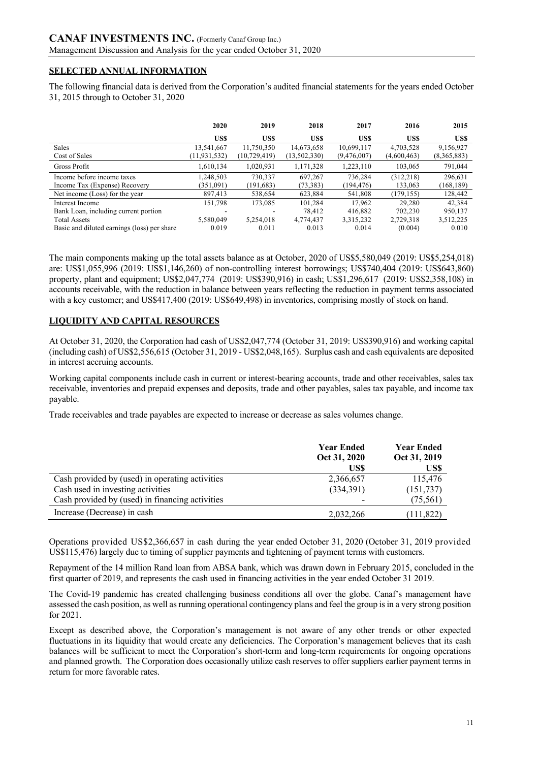## SELECTED ANNUAL INFORMATION

The following financial data is derived from the Corporation's audited financial statements for the years ended October 31, 2015 through to October 31, 2020

| | 2020 | 2019 | 2018 | 2017 | 2016 | 2015 |
|---|---|---|---|---|---|---|
| | US$ | US$ | US$ | US$ | US$ | US$ |
| Sales | 13,541,667 | 11,750,350 | 14,673,658 | 10,699,117 | 4,703,528 | 9,156,927 |
| Cost of Sales | (11,931,532) | (10,729,419) | (13,502,330) | (9,476,007) | (4,600,463) | (8,365,883) |
| Gross Profit | 1,610,134 | 1,020,931 | 1,171,328 | 1,223,110 | 103,065 | 791,044 |
| Income before income taxes | 1,248,503 | 730,337 | 697,267 | 736,284 | (312,218) | 296,631 |
| Income Tax (Expense) Recovery | (351,091) | (191,683) | (73,383) | (194,476) | 133,063 | (168,189) |
| Net income (Loss) for the year | 897,413 | 538,654 | 623,884 | 541,808 | (179,155) | 128,442 |
| Interest Income | 151,798 | 173,085 | 101,284 | 17,962 | 29,280 | 42,384 |
| Bank Loan, including current portion | - | - | 78,412 | 416,882 | 702,230 | 950,137 |
| Total Assets | 5,580,049 | 5,254,018 | 4,774,437 | 3,315,232 | 2,729,318 | 3,512,225 |
| Basic and diluted earnings (loss) per share | 0.019 | 0.011 | 0.013 | 0.014 | (0.004) | 0.010 |

The main components making up the total assets balance as at October, 2020 of US$5,580,049 (2019: US$5,254,018) are: US$1,055,996 (2019: US$1,146,260) of non-controlling interest borrowings; US$740,404 (2019: US$643,860) property, plant and equipment; US$2,047,774 (2019: US$390,916) in cash; US$1,296,617 (2019: US$2,358,108) in accounts receivable, with the reduction in balance between years reflecting the reduction in payment terms associated with a key customer; and US$417,400 (2019: US$649,498) in inventories, comprising mostly of stock on hand.

## LIQUIDITY AND CAPITAL RESOURCES

At October 31, 2020, the Corporation had cash of US$2,047,774 (October 31, 2019: US$390,916) and working capital (including cash) of US$2,556,615 (October 31, 2019 - US$2,048,165). Surplus cash and cash equivalents are deposited in interest accruing accounts.

Working capital components include cash in current or interest-bearing accounts, trade and other receivables, sales tax receivable, inventories and prepaid expenses and deposits, trade and other payables, sales tax payable, and income tax payable.

Trade receivables and trade payables are expected to increase or decrease as sales volumes change.

| | Year Ended Oct 31, 2020 US$ | Year Ended Oct 31, 2019 US$ |
|---|---|---|
| Cash provided by (used) in operating activities | 2,366,657 | 115,476 |
| Cash used in investing activities | (334,391) | (151,737) |
| Cash provided by (used) in financing activities | - | (75,561) |
| Increase (Decrease) in cash | 2,032,266 | (111,822) |

Operations provided US$2,366,657 in cash during the year ended October 31, 2020 (October 31, 2019 provided US$115,476) largely due to timing of supplier payments and tightening of payment terms with customers.

Repayment of the 14 million Rand loan from ABSA bank, which was drawn down in February 2015, concluded in the first quarter of 2019, and represents the cash used in financing activities in the year ended October 31 2019.

The Covid-19 pandemic has created challenging business conditions all over the globe. Canaf's management have assessed the cash position, as well as running operational contingency plans and feel the group is in a very strong position for 2021.

Except as described above, the Corporation's management is not aware of any other trends or other expected fluctuations in its liquidity that would create any deficiencies. The Corporation's management believes that its cash balances will be sufficient to meet the Corporation's short-term and long-term requirements for ongoing operations and planned growth. The Corporation does occasionally utilize cash reserves to offer suppliers earlier payment terms in return for more favorable rates.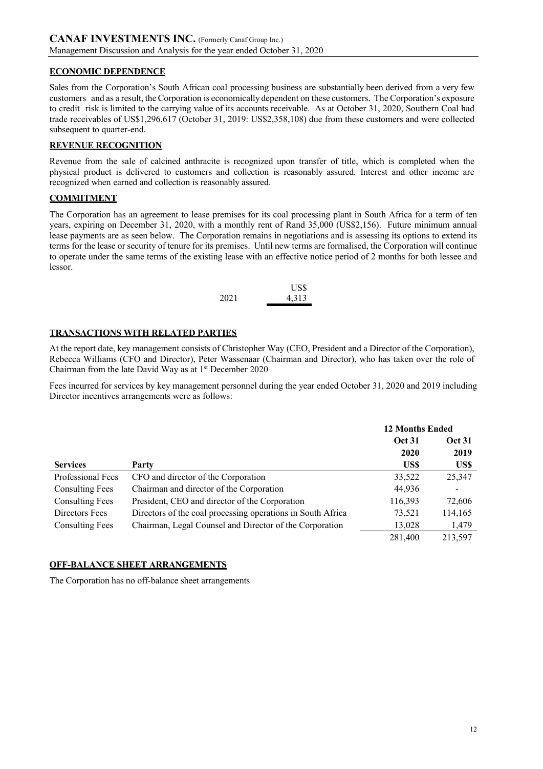## ECONOMIC DEPENDENCE

Sales from the Corporation's South African coal processing business are substantially been derived from a very few customers and as a result, the Corporation is economically dependent on these customers. The Corporation's exposure to credit risk is limited to the carrying value of its accounts receivable. As at October 31, 2020, Southern Coal had trade receivables of US$1,296,617 (October 31, 2019: US$2,358,108) due from these customers and were collected subsequent to quarter-end.

## REVENUE RECOGNITION

Revenue from the sale of calcined anthracite is recognized upon transfer of title, which is completed when the physical product is delivered to customers and collection is reasonably assured. Interest and other income are recognized when earned and collection is reasonably assured.

## COMMITMENT

The Corporation has an agreement to lease premises for its coal processing plant in South Africa for a term of ten years, expiring on December 31, 2020, with a monthly rent of Rand 35,000 (US$2,156). Future minimum annual lease payments are as seen below. The Corporation remains in negotiations and is assessing its options to extend its terms for the lease or security of tenure for its premises. Until new terms are formalised, the Corporation will continue to operate under the same terms of the existing lease with an effective notice period of 2 months for both lessee and lessor.

| | US$ |
|---|---|
| 2021 | 4,313 |

## TRANSACTIONS WITH RELATED PARTIES

At the report date, key management consists of Christopher Way (CEO, President and a Director of the Corporation), Rebecca Williams (CFO and Director), Peter Wassenaar (Chairman and Director), who has taken over the role of Chairman from the late David Way as at 1st December 2020

Fees incurred for services by key management personnel during the year ended October 31, 2020 and 2019 including Director incentives arrangements were as follows:

| | | 12 Months Ended | |
|---|---|---|---|
| | | Oct 31 2020 | Oct 31 2019 |
| **Services** | **Party** | **US$** | **US$** |
| Professional Fees | CFO and director of the Corporation | 33,522 | 25,347 |
| Consulting Fees | Chairman and director of the Corporation | 44,936 | - |
| Consulting Fees | President, CEO and director of the Corporation | 116,393 | 72,606 |
| Directors Fees | Directors of the coal processing operations in South Africa | 73,521 | 114,165 |
| Consulting Fees | Chairman, Legal Counsel and Director of the Corporation | 13,028 | 1,479 |
| | | 281,400 | 213,597 |

## OFF-BALANCE SHEET ARRANGEMENTS

The Corporation has no off-balance sheet arrangements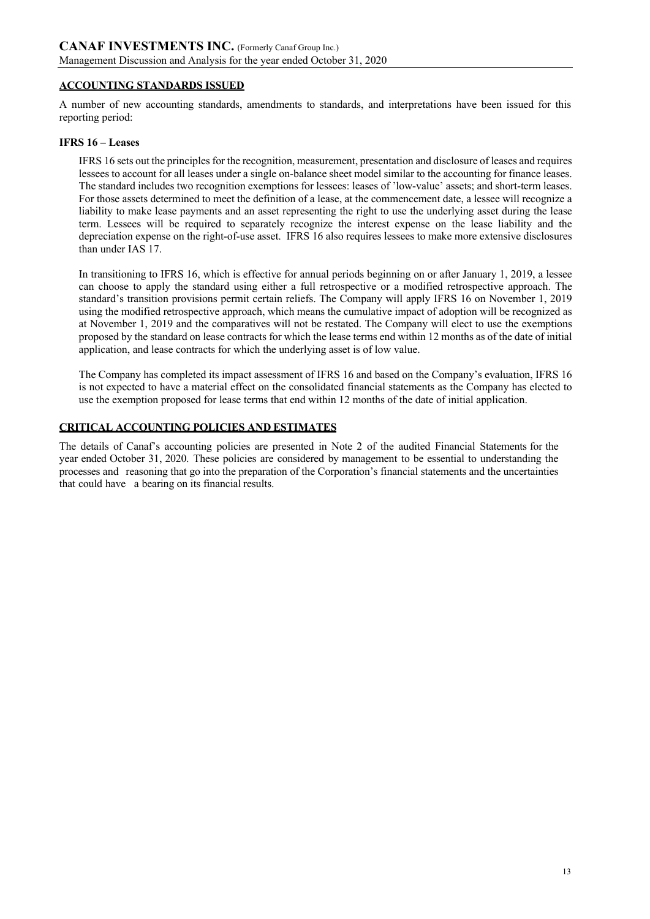## ACCOUNTING STANDARDS ISSUED

A number of new accounting standards, amendments to standards, and interpretations have been issued for this reporting period:

### IFRS 16 – Leases

IFRS 16 sets out the principles for the recognition, measurement, presentation and disclosure of leases and requires lessees to account for all leases under a single on-balance sheet model similar to the accounting for finance leases. The standard includes two recognition exemptions for lessees: leases of 'low-value' assets; and short-term leases. For those assets determined to meet the definition of a lease, at the commencement date, a lessee will recognize a liability to make lease payments and an asset representing the right to use the underlying asset during the lease term. Lessees will be required to separately recognize the interest expense on the lease liability and the depreciation expense on the right-of-use asset. IFRS 16 also requires lessees to make more extensive disclosures than under IAS 17.

In transitioning to IFRS 16, which is effective for annual periods beginning on or after January 1, 2019, a lessee can choose to apply the standard using either a full retrospective or a modified retrospective approach. The standard's transition provisions permit certain reliefs. The Company will apply IFRS 16 on November 1, 2019 using the modified retrospective approach, which means the cumulative impact of adoption will be recognized as at November 1, 2019 and the comparatives will not be restated. The Company will elect to use the exemptions proposed by the standard on lease contracts for which the lease terms end within 12 months as of the date of initial application, and lease contracts for which the underlying asset is of low value.

The Company has completed its impact assessment of IFRS 16 and based on the Company's evaluation, IFRS 16 is not expected to have a material effect on the consolidated financial statements as the Company has elected to use the exemption proposed for lease terms that end within 12 months of the date of initial application.

## CRITICAL ACCOUNTING POLICIES AND ESTIMATES

The details of Canaf's accounting policies are presented in Note 2 of the audited Financial Statements for the year ended October 31, 2020. These policies are considered by management to be essential to understanding the processes and reasoning that go into the preparation of the Corporation's financial statements and the uncertainties that could have a bearing on its financial results.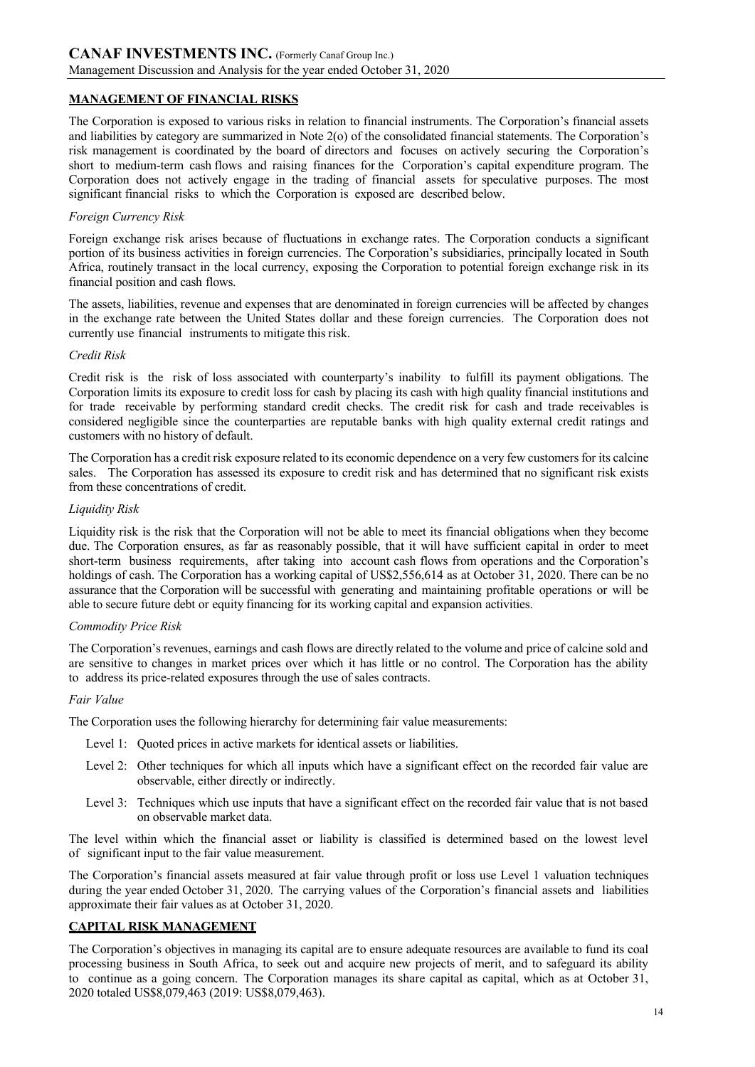## MANAGEMENT OF FINANCIAL RISKS

The Corporation is exposed to various risks in relation to financial instruments. The Corporation's financial assets and liabilities by category are summarized in Note 2(o) of the consolidated financial statements. The Corporation's risk management is coordinated by the board of directors and focuses on actively securing the Corporation's short to medium-term cash flows and raising finances for the Corporation's capital expenditure program. The Corporation does not actively engage in the trading of financial assets for speculative purposes. The most significant financial risks to which the Corporation is exposed are described below.

*Foreign Currency Risk*

Foreign exchange risk arises because of fluctuations in exchange rates. The Corporation conducts a significant portion of its business activities in foreign currencies. The Corporation's subsidiaries, principally located in South Africa, routinely transact in the local currency, exposing the Corporation to potential foreign exchange risk in its financial position and cash flows.

The assets, liabilities, revenue and expenses that are denominated in foreign currencies will be affected by changes in the exchange rate between the United States dollar and these foreign currencies. The Corporation does not currently use financial instruments to mitigate this risk.

*Credit Risk*

Credit risk is the risk of loss associated with counterparty's inability to fulfill its payment obligations. The Corporation limits its exposure to credit loss for cash by placing its cash with high quality financial institutions and for trade receivable by performing standard credit checks. The credit risk for cash and trade receivables is considered negligible since the counterparties are reputable banks with high quality external credit ratings and customers with no history of default.

The Corporation has a credit risk exposure related to its economic dependence on a very few customers for its calcine sales. The Corporation has assessed its exposure to credit risk and has determined that no significant risk exists from these concentrations of credit.

*Liquidity Risk*

Liquidity risk is the risk that the Corporation will not be able to meet its financial obligations when they become due. The Corporation ensures, as far as reasonably possible, that it will have sufficient capital in order to meet short-term business requirements, after taking into account cash flows from operations and the Corporation's holdings of cash. The Corporation has a working capital of US$2,556,614 as at October 31, 2020. There can be no assurance that the Corporation will be successful with generating and maintaining profitable operations or will be able to secure future debt or equity financing for its working capital and expansion activities.

*Commodity Price Risk*

The Corporation's revenues, earnings and cash flows are directly related to the volume and price of calcine sold and are sensitive to changes in market prices over which it has little or no control. The Corporation has the ability to address its price-related exposures through the use of sales contracts.

*Fair Value*

The Corporation uses the following hierarchy for determining fair value measurements:

- Level 1: Quoted prices in active markets for identical assets or liabilities.
- Level 2: Other techniques for which all inputs which have a significant effect on the recorded fair value are observable, either directly or indirectly.
- Level 3: Techniques which use inputs that have a significant effect on the recorded fair value that is not based on observable market data.

The level within which the financial asset or liability is classified is determined based on the lowest level of significant input to the fair value measurement.

The Corporation's financial assets measured at fair value through profit or loss use Level 1 valuation techniques during the year ended October 31, 2020. The carrying values of the Corporation's financial assets and liabilities approximate their fair values as at October 31, 2020.

## CAPITAL RISK MANAGEMENT

The Corporation's objectives in managing its capital are to ensure adequate resources are available to fund its coal processing business in South Africa, to seek out and acquire new projects of merit, and to safeguard its ability to continue as a going concern. The Corporation manages its share capital as capital, which as at October 31, 2020 totaled US$8,079,463 (2019: US$8,079,463).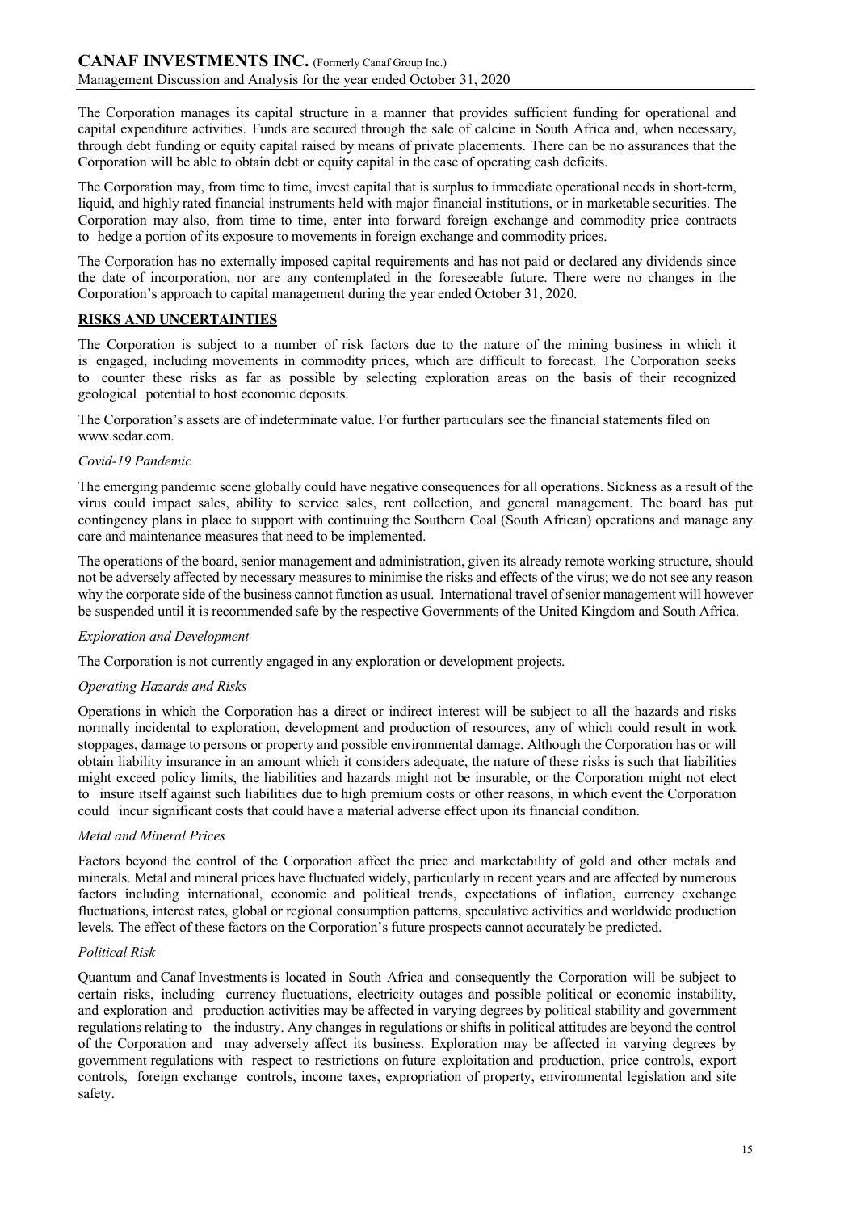The Corporation manages its capital structure in a manner that provides sufficient funding for operational and capital expenditure activities. Funds are secured through the sale of calcine in South Africa and, when necessary, through debt funding or equity capital raised by means of private placements. There can be no assurances that the Corporation will be able to obtain debt or equity capital in the case of operating cash deficits.

The Corporation may, from time to time, invest capital that is surplus to immediate operational needs in short-term, liquid, and highly rated financial instruments held with major financial institutions, or in marketable securities. The Corporation may also, from time to time, enter into forward foreign exchange and commodity price contracts to hedge a portion of its exposure to movements in foreign exchange and commodity prices.

The Corporation has no externally imposed capital requirements and has not paid or declared any dividends since the date of incorporation, nor are any contemplated in the foreseeable future. There were no changes in the Corporation's approach to capital management during the year ended October 31, 2020.

## RISKS AND UNCERTAINTIES

The Corporation is subject to a number of risk factors due to the nature of the mining business in which it is engaged, including movements in commodity prices, which are difficult to forecast. The Corporation seeks to counter these risks as far as possible by selecting exploration areas on the basis of their recognized geological potential to host economic deposits.

The Corporation's assets are of indeterminate value. For further particulars see the financial statements filed on www.sedar.com.

*Covid-19 Pandemic*

The emerging pandemic scene globally could have negative consequences for all operations. Sickness as a result of the virus could impact sales, ability to service sales, rent collection, and general management. The board has put contingency plans in place to support with continuing the Southern Coal (South African) operations and manage any care and maintenance measures that need to be implemented.

The operations of the board, senior management and administration, given its already remote working structure, should not be adversely affected by necessary measures to minimise the risks and effects of the virus; we do not see any reason why the corporate side of the business cannot function as usual. International travel of senior management will however be suspended until it is recommended safe by the respective Governments of the United Kingdom and South Africa.

*Exploration and Development*

The Corporation is not currently engaged in any exploration or development projects.

*Operating Hazards and Risks*

Operations in which the Corporation has a direct or indirect interest will be subject to all the hazards and risks normally incidental to exploration, development and production of resources, any of which could result in work stoppages, damage to persons or property and possible environmental damage. Although the Corporation has or will obtain liability insurance in an amount which it considers adequate, the nature of these risks is such that liabilities might exceed policy limits, the liabilities and hazards might not be insurable, or the Corporation might not elect to insure itself against such liabilities due to high premium costs or other reasons, in which event the Corporation could incur significant costs that could have a material adverse effect upon its financial condition.

*Metal and Mineral Prices*

Factors beyond the control of the Corporation affect the price and marketability of gold and other metals and minerals. Metal and mineral prices have fluctuated widely, particularly in recent years and are affected by numerous factors including international, economic and political trends, expectations of inflation, currency exchange fluctuations, interest rates, global or regional consumption patterns, speculative activities and worldwide production levels. The effect of these factors on the Corporation's future prospects cannot accurately be predicted.

*Political Risk*

Quantum and Canaf Investments is located in South Africa and consequently the Corporation will be subject to certain risks, including currency fluctuations, electricity outages and possible political or economic instability, and exploration and production activities may be affected in varying degrees by political stability and government regulations relating to the industry. Any changes in regulations or shifts in political attitudes are beyond the control of the Corporation and may adversely affect its business. Exploration may be affected in varying degrees by government regulations with respect to restrictions on future exploitation and production, price controls, export controls, foreign exchange controls, income taxes, expropriation of property, environmental legislation and site safety.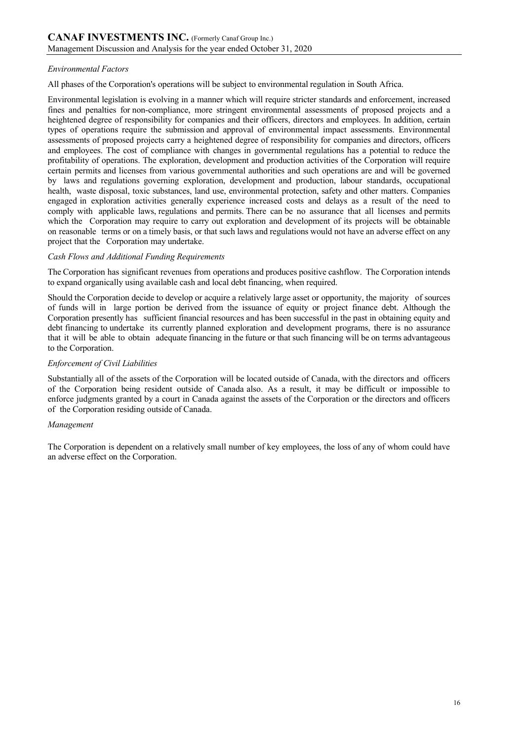*Environmental Factors*

All phases of the Corporation's operations will be subject to environmental regulation in South Africa.

Environmental legislation is evolving in a manner which will require stricter standards and enforcement, increased fines and penalties for non-compliance, more stringent environmental assessments of proposed projects and a heightened degree of responsibility for companies and their officers, directors and employees. In addition, certain types of operations require the submission and approval of environmental impact assessments. Environmental assessments of proposed projects carry a heightened degree of responsibility for companies and directors, officers and employees. The cost of compliance with changes in governmental regulations has a potential to reduce the profitability of operations. The exploration, development and production activities of the Corporation will require certain permits and licenses from various governmental authorities and such operations are and will be governed by laws and regulations governing exploration, development and production, labour standards, occupational health, waste disposal, toxic substances, land use, environmental protection, safety and other matters. Companies engaged in exploration activities generally experience increased costs and delays as a result of the need to comply with applicable laws, regulations and permits. There can be no assurance that all licenses and permits which the Corporation may require to carry out exploration and development of its projects will be obtainable on reasonable terms or on a timely basis, or that such laws and regulations would not have an adverse effect on any project that the Corporation may undertake.

*Cash Flows and Additional Funding Requirements*

The Corporation has significant revenues from operations and produces positive cashflow. The Corporation intends to expand organically using available cash and local debt financing, when required.

Should the Corporation decide to develop or acquire a relatively large asset or opportunity, the majority of sources of funds will in large portion be derived from the issuance of equity or project finance debt. Although the Corporation presently has sufficient financial resources and has been successful in the past in obtaining equity and debt financing to undertake its currently planned exploration and development programs, there is no assurance that it will be able to obtain adequate financing in the future or that such financing will be on terms advantageous to the Corporation.

*Enforcement of Civil Liabilities*

Substantially all of the assets of the Corporation will be located outside of Canada, with the directors and officers of the Corporation being resident outside of Canada also. As a result, it may be difficult or impossible to enforce judgments granted by a court in Canada against the assets of the Corporation or the directors and officers of the Corporation residing outside of Canada.

*Management*

The Corporation is dependent on a relatively small number of key employees, the loss of any of whom could have an adverse effect on the Corporation.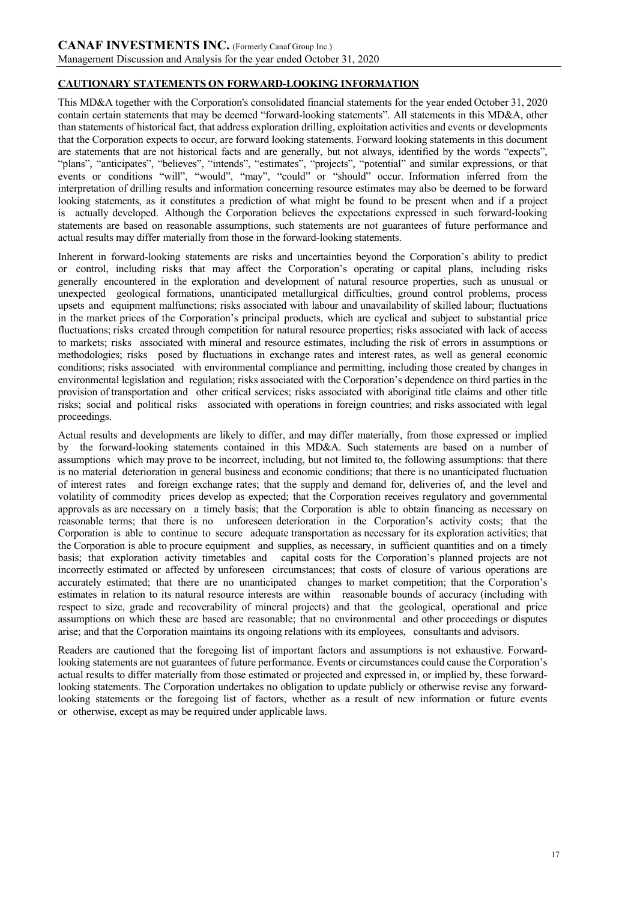## CAUTIONARY STATEMENTS ON FORWARD-LOOKING INFORMATION

This MD&A together with the Corporation's consolidated financial statements for the year ended October 31, 2020 contain certain statements that may be deemed "forward-looking statements". All statements in this MD&A, other than statements of historical fact, that address exploration drilling, exploitation activities and events or developments that the Corporation expects to occur, are forward looking statements. Forward looking statements in this document are statements that are not historical facts and are generally, but not always, identified by the words "expects", "plans", "anticipates", "believes", "intends", "estimates", "projects", "potential" and similar expressions, or that events or conditions "will", "would", "may", "could" or "should" occur. Information inferred from the interpretation of drilling results and information concerning resource estimates may also be deemed to be forward looking statements, as it constitutes a prediction of what might be found to be present when and if a project is actually developed. Although the Corporation believes the expectations expressed in such forward-looking statements are based on reasonable assumptions, such statements are not guarantees of future performance and actual results may differ materially from those in the forward-looking statements.

Inherent in forward-looking statements are risks and uncertainties beyond the Corporation's ability to predict or control, including risks that may affect the Corporation's operating or capital plans, including risks generally encountered in the exploration and development of natural resource properties, such as unusual or unexpected geological formations, unanticipated metallurgical difficulties, ground control problems, process upsets and equipment malfunctions; risks associated with labour and unavailability of skilled labour; fluctuations in the market prices of the Corporation's principal products, which are cyclical and subject to substantial price fluctuations; risks created through competition for natural resource properties; risks associated with lack of access to markets; risks associated with mineral and resource estimates, including the risk of errors in assumptions or methodologies; risks posed by fluctuations in exchange rates and interest rates, as well as general economic conditions; risks associated with environmental compliance and permitting, including those created by changes in environmental legislation and regulation; risks associated with the Corporation's dependence on third parties in the provision of transportation and other critical services; risks associated with aboriginal title claims and other title risks; social and political risks associated with operations in foreign countries; and risks associated with legal proceedings.

Actual results and developments are likely to differ, and may differ materially, from those expressed or implied by the forward-looking statements contained in this MD&A. Such statements are based on a number of assumptions which may prove to be incorrect, including, but not limited to, the following assumptions: that there is no material deterioration in general business and economic conditions; that there is no unanticipated fluctuation of interest rates and foreign exchange rates; that the supply and demand for, deliveries of, and the level and volatility of commodity prices develop as expected; that the Corporation receives regulatory and governmental approvals as are necessary on a timely basis; that the Corporation is able to obtain financing as necessary on reasonable terms; that there is no unforeseen deterioration in the Corporation's activity costs; that the Corporation is able to continue to secure adequate transportation as necessary for its exploration activities; that the Corporation is able to procure equipment and supplies, as necessary, in sufficient quantities and on a timely basis; that exploration activity timetables and capital costs for the Corporation's planned projects are not incorrectly estimated or affected by unforeseen circumstances; that costs of closure of various operations are accurately estimated; that there are no unanticipated changes to market competition; that the Corporation's estimates in relation to its natural resource interests are within reasonable bounds of accuracy (including with respect to size, grade and recoverability of mineral projects) and that the geological, operational and price assumptions on which these are based are reasonable; that no environmental and other proceedings or disputes arise; and that the Corporation maintains its ongoing relations with its employees, consultants and advisors.

Readers are cautioned that the foregoing list of important factors and assumptions is not exhaustive. Forward-looking statements are not guarantees of future performance. Events or circumstances could cause the Corporation's actual results to differ materially from those estimated or projected and expressed in, or implied by, these forward-looking statements. The Corporation undertakes no obligation to update publicly or otherwise revise any forward-looking statements or the foregoing list of factors, whether as a result of new information or future events or otherwise, except as may be required under applicable laws.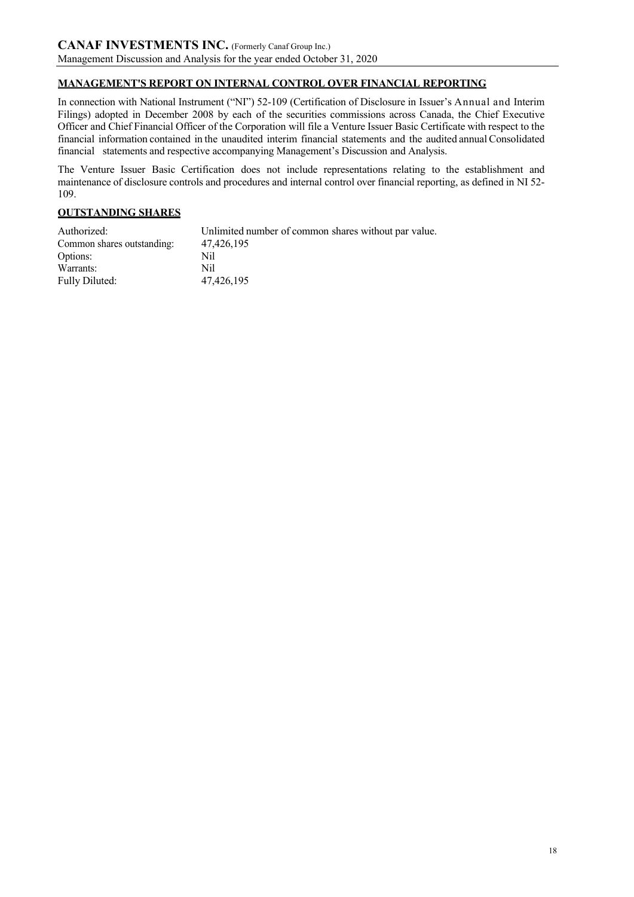## MANAGEMENT'S REPORT ON INTERNAL CONTROL OVER FINANCIAL REPORTING

In connection with National Instrument ("NI") 52-109 (Certification of Disclosure in Issuer's Annual and Interim Filings) adopted in December 2008 by each of the securities commissions across Canada, the Chief Executive Officer and Chief Financial Officer of the Corporation will file a Venture Issuer Basic Certificate with respect to the financial information contained in the unaudited interim financial statements and the audited annual Consolidated financial statements and respective accompanying Management's Discussion and Analysis.

The Venture Issuer Basic Certification does not include representations relating to the establishment and maintenance of disclosure controls and procedures and internal control over financial reporting, as defined in NI 52-109.

## OUTSTANDING SHARES

| | |
|---|---|
| Authorized: | Unlimited number of common shares without par value. |
| Common shares outstanding: | 47,426,195 |
| Options: | Nil |
| Warrants: | Nil |
| Fully Diluted: | 47,426,195 |